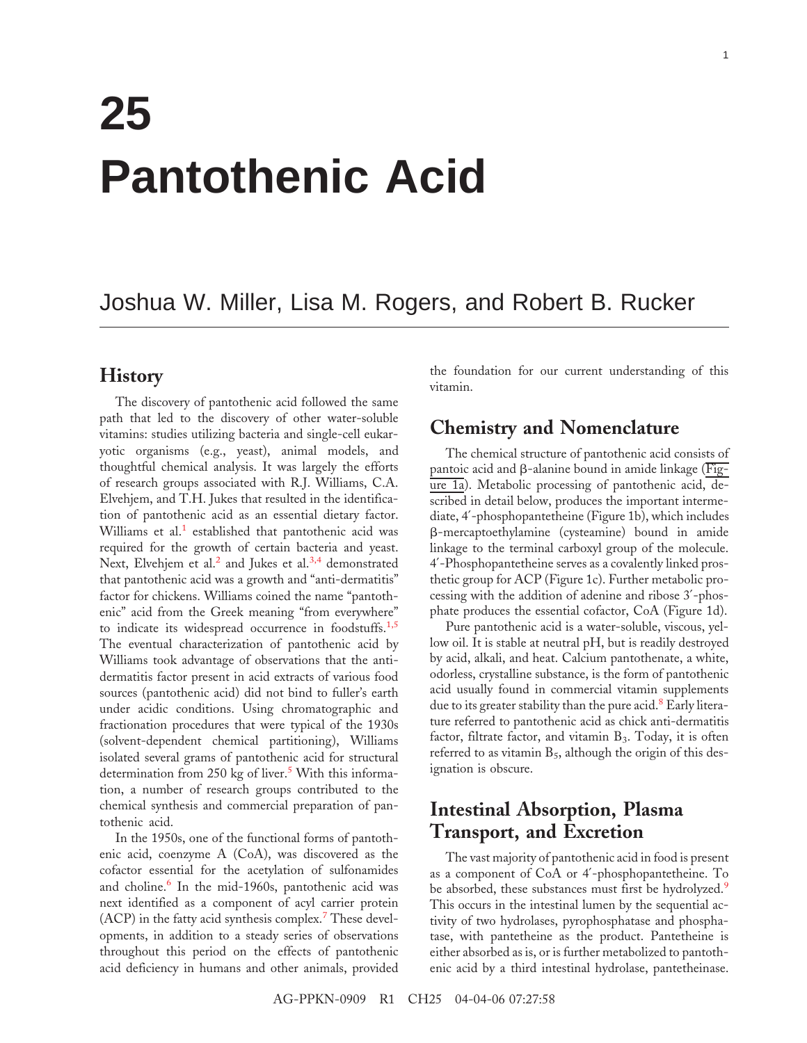# 25 Pantothenic Acid

Joshua W. Miller, Lisa M. Rogers, and Robert B. Rucker

## History

The discovery of pantothenic acid followed the same path that led to the discovery of other water-soluble vitamins: studies utilizing bacteria and single-cell eukaryotic organisms (e.g., yeast), animal models, and thoughtful chemical analysis. It was largely the efforts of research groups associated with R.J. Williams, C.A. Elvehjem, and T.H. Jukes that resulted in the identification of pantothenic acid as an essential dietary factor. Williams et al.[1] established that pantothenic acid was required for the growth of certain bacteria and yeast. Next, Elvehjem et al.[2] and Jukes et al.[3,4] demonstrated that pantothenic acid was a growth and "anti-dermatitis" factor for chickens. Williams coined the name "pantothenic" acid from the Greek meaning "from everywhere" to indicate its widespread occurrence in foodstuffs.[1,5] The eventual characterization of pantothenic acid by Williams took advantage of observations that the anti-dermatitis factor present in acid extracts of various food sources (pantothenic acid) did not bind to fuller's earth under acidic conditions. Using chromatographic and fractionation procedures that were typical of the 1930s (solvent-dependent chemical partitioning), Williams isolated several grams of pantothenic acid for structural determination from 250 kg of liver.[5] With this information, a number of research groups contributed to the chemical synthesis and commercial preparation of pantothenic acid.

In the 1950s, one of the functional forms of pantothenic acid, coenzyme A (CoA), was discovered as the cofactor essential for the acetylation of sulfonamides and choline.[6] In the mid-1960s, pantothenic acid was next identified as a component of acyl carrier protein (ACP) in the fatty acid synthesis complex.[7] These developments, in addition to a steady series of observations throughout this period on the effects of pantothenic acid deficiency in humans and other animals, provided the foundation for our current understanding of this vitamin.

## Chemistry and Nomenclature

The chemical structure of pantothenic acid consists of pantoic acid and β-alanine bound in amide linkage (Figure 1a). Metabolic processing of pantothenic acid, described in detail below, produces the important intermediate, 4′-phosphopantetheine (Figure 1b), which includes β-mercaptoethylamine (cysteamine) bound in amide linkage to the terminal carboxyl group of the molecule. 4′-Phosphopantetheine serves as a covalently linked prosthetic group for ACP (Figure 1c). Further metabolic processing with the addition of adenine and ribose 3′-phosphate produces the essential cofactor, CoA (Figure 1d).

Pure pantothenic acid is a water-soluble, viscous, yellow oil. It is stable at neutral pH, but is readily destroyed by acid, alkali, and heat. Calcium pantothenate, a white, odorless, crystalline substance, is the form of pantothenic acid usually found in commercial vitamin supplements due to its greater stability than the pure acid.[8] Early literature referred to pantothenic acid as chick anti-dermatitis factor, filtrate factor, and vitamin $B_3$. Today, it is often referred to as vitamin $B_5$, although the origin of this designation is obscure.

## Intestinal Absorption, Plasma Transport, and Excretion

The vast majority of pantothenic acid in food is present as a component of CoA or 4′-phosphopantetheine. To be absorbed, these substances must first be hydrolyzed.[9] This occurs in the intestinal lumen by the sequential activity of two hydrolases, pyrophosphatase and phosphatase, with pantetheine as the product. Pantetheine is either absorbed as is, or is further metabolized to pantothenic acid by a third intestinal hydrolase, pantetheinase.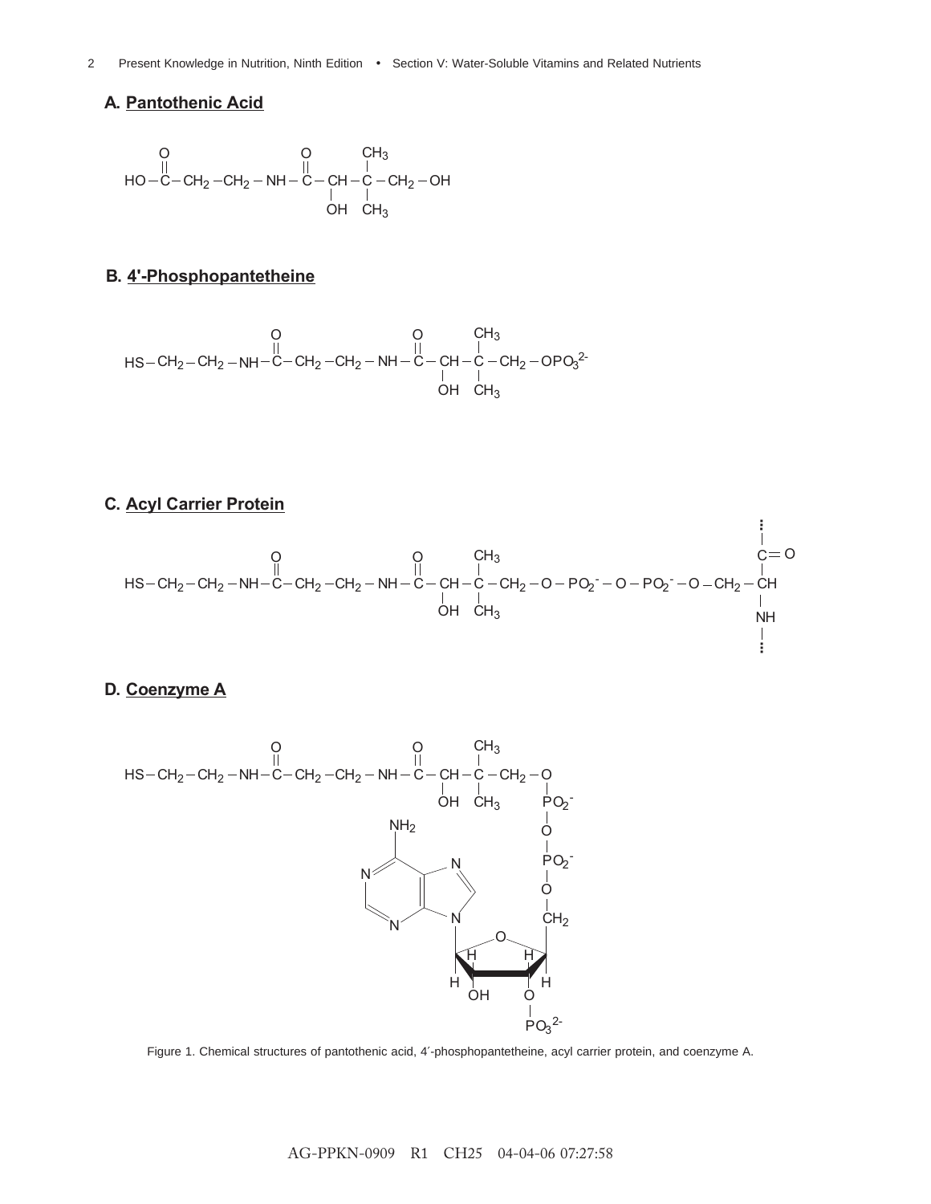**A. Pantothenic Acid**

$$HO-\overset{\overset{O}{\|}}{C}-CH_2-CH_2-NH-\overset{\overset{O}{\|}}{C}-\underset{\underset{OH}{|}}{CH}-\underset{\underset{CH_3}{|}}{\overset{\overset{CH_3}{|}}{C}}-CH_2-OH$$

**B. 4'-Phosphopantetheine**

$$HS-CH_2-CH_2-NH-\overset{\overset{O}{\|}}{C}-CH_2-CH_2-NH-\overset{\overset{O}{\|}}{C}-\underset{\underset{OH}{|}}{CH}-\underset{\underset{CH_3}{|}}{\overset{\overset{CH_3}{|}}{C}}-CH_2-OPO_3^{2-}$$

**C. Acyl Carrier Protein**

$$HS-CH_2-CH_2-NH-\overset{\overset{O}{\|}}{C}-CH_2-CH_2-NH-\overset{\overset{O}{\|}}{C}-\underset{\underset{OH}{|}}{CH}-\underset{\underset{CH_3}{|}}{\overset{\overset{CH_3}{|}}{C}}-CH_2-O-PO_2^{-}-O-PO_2^{-}-O-CH_2-\underset{\underset{\vdots}{\underset{|}{NH}}}{\overset{\overset{\vdots}{|}}{\overset{C=O}{|}}}\!CH$$

**D. Coenzyme A**

$$HS-CH_2-CH_2-NH-\overset{\overset{O}{\|}}{C}-CH_2-CH_2-NH-\overset{\overset{O}{\|}}{C}-\underset{\underset{OH}{|}}{CH}-\underset{\underset{CH_3}{|}}{\overset{\overset{CH_3}{|}}{C}}-CH_2-O-PO_2^{-}-O-PO_2^{-}-O-CH_2-\text{(ribose 3'-}OPO_3^{2-}\text{)-adenine}$$

Figure 1. Chemical structures of pantothenic acid, 4′-phosphopantetheine, acyl carrier protein, and coenzyme A.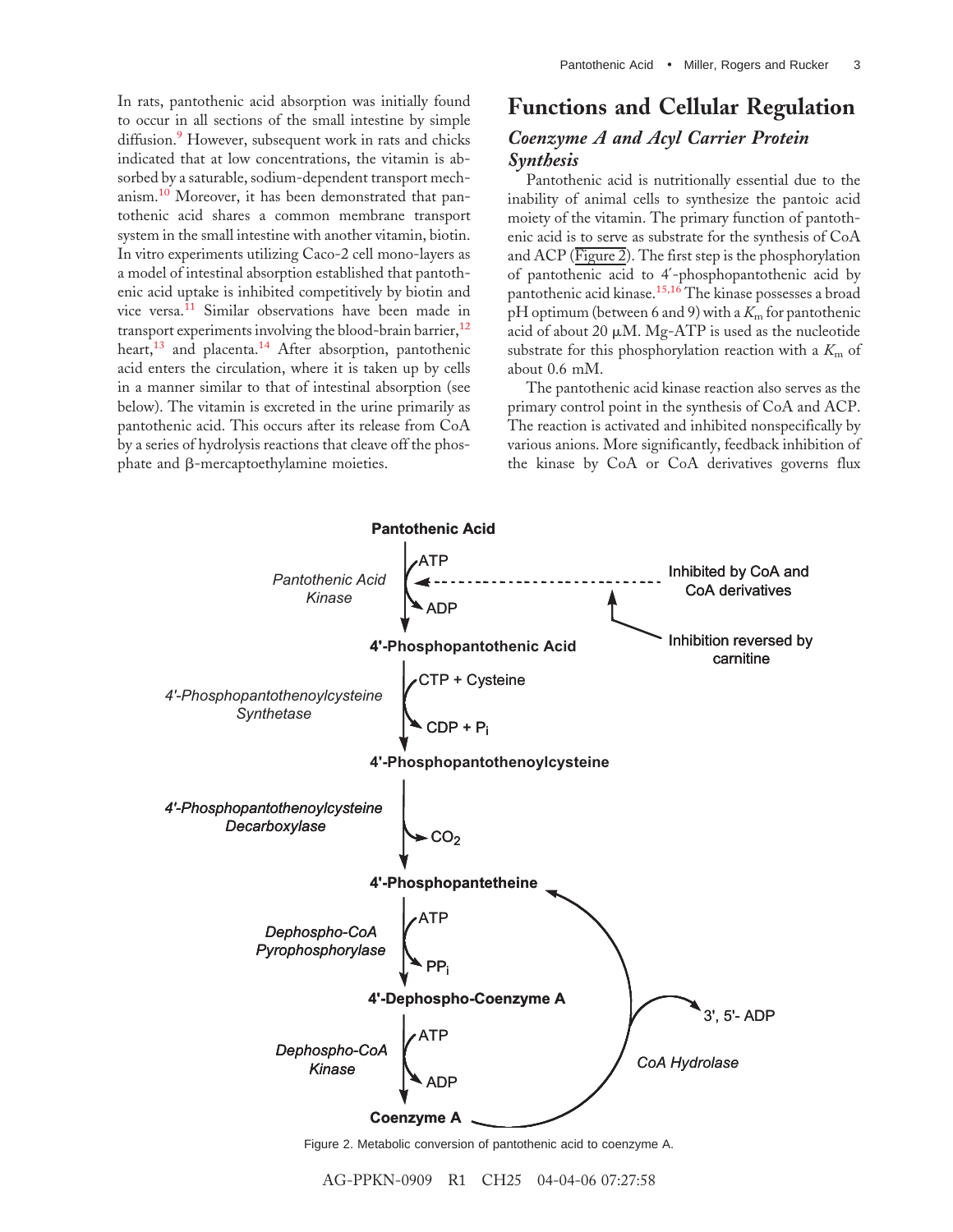In rats, pantothenic acid absorption was initially found to occur in all sections of the small intestine by simple diffusion.[9] However, subsequent work in rats and chicks indicated that at low concentrations, the vitamin is absorbed by a saturable, sodium-dependent transport mechanism.[10] Moreover, it has been demonstrated that pantothenic acid shares a common membrane transport system in the small intestine with another vitamin, biotin. In vitro experiments utilizing Caco-2 cell mono-layers as a model of intestinal absorption established that pantothenic acid uptake is inhibited competitively by biotin and vice versa.[11] Similar observations have been made in transport experiments involving the blood-brain barrier,[12] heart,[13] and placenta.[14] After absorption, pantothenic acid enters the circulation, where it is taken up by cells in a manner similar to that of intestinal absorption (see below). The vitamin is excreted in the urine primarily as pantothenic acid. This occurs after its release from CoA by a series of hydrolysis reactions that cleave off the phosphate and β-mercaptoethylamine moieties.

## Functions and Cellular Regulation

### *Coenzyme A and Acyl Carrier Protein Synthesis*

Pantothenic acid is nutritionally essential due to the inability of animal cells to synthesize the pantoic acid moiety of the vitamin. The primary function of pantothenic acid is to serve as substrate for the synthesis of CoA and ACP (Figure 2). The first step is the phosphorylation of pantothenic acid to 4′-phosphopantothenic acid by pantothenic acid kinase.[15,16] The kinase possesses a broad pH optimum (between 6 and 9) with a $K_m$ for pantothenic acid of about 20 μM. Mg-ATP is used as the nucleotide substrate for this phosphorylation reaction with a $K_m$ of about 0.6 mM.

The pantothenic acid kinase reaction also serves as the primary control point in the synthesis of CoA and ACP. The reaction is activated and inhibited nonspecifically by various anions. More significantly, feedback inhibition of the kinase by CoA or CoA derivatives governs flux

Figure 2. Metabolic conversion of pantothenic acid to coenzyme A.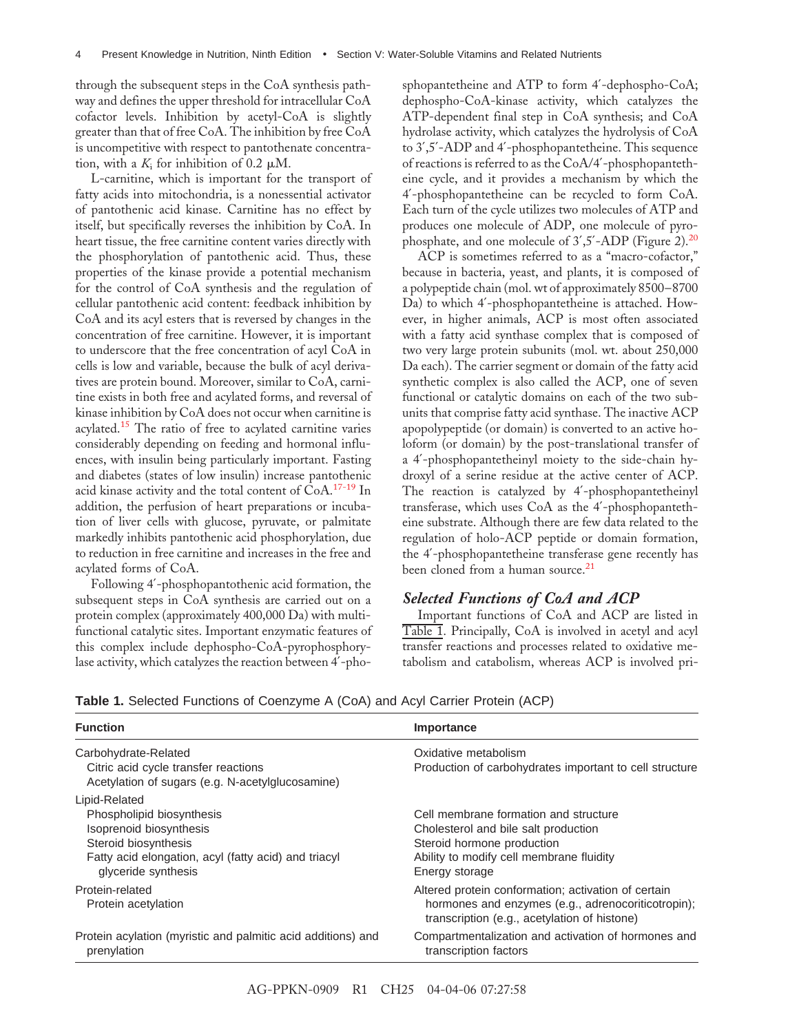through the subsequent steps in the CoA synthesis pathway and defines the upper threshold for intracellular CoA cofactor levels. Inhibition by acetyl-CoA is slightly greater than that of free CoA. The inhibition by free CoA is uncompetitive with respect to pantothenate concentration, with a $K_i$ for inhibition of 0.2 μM.

L-carnitine, which is important for the transport of fatty acids into mitochondria, is a nonessential activator of pantothenic acid kinase. Carnitine has no effect by itself, but specifically reverses the inhibition by CoA. In heart tissue, the free carnitine content varies directly with the phosphorylation of pantothenic acid. Thus, these properties of the kinase provide a potential mechanism for the control of CoA synthesis and the regulation of cellular pantothenic acid content: feedback inhibition by CoA and its acyl esters that is reversed by changes in the concentration of free carnitine. However, it is important to underscore that the free concentration of acyl CoA in cells is low and variable, because the bulk of acyl derivatives are protein bound. Moreover, similar to CoA, carnitine exists in both free and acylated forms, and reversal of kinase inhibition by CoA does not occur when carnitine is acylated.[15] The ratio of free to acylated carnitine varies considerably depending on feeding and hormonal influences, with insulin being particularly important. Fasting and diabetes (states of low insulin) increase pantothenic acid kinase activity and the total content of CoA.[17-19] In addition, the perfusion of heart preparations or incubation of liver cells with glucose, pyruvate, or palmitate markedly inhibits pantothenic acid phosphorylation, due to reduction in free carnitine and increases in the free and acylated forms of CoA.

Following 4′-phosphopantothenic acid formation, the subsequent steps in CoA synthesis are carried out on a protein complex (approximately 400,000 Da) with multifunctional catalytic sites. Important enzymatic features of this complex include dephospho-CoA-pyrophosphorylase activity, which catalyzes the reaction between 4′-phosphopantetheine and ATP to form 4′-dephospho-CoA; dephospho-CoA-kinase activity, which catalyzes the ATP-dependent final step in CoA synthesis; and CoA hydrolase activity, which catalyzes the hydrolysis of CoA to 3′,5′-ADP and 4′-phosphopantetheine. This sequence of reactions is referred to as the CoA/4′-phosphopantetheine cycle, and it provides a mechanism by which the 4′-phosphopantetheine can be recycled to form CoA. Each turn of the cycle utilizes two molecules of ATP and produces one molecule of ADP, one molecule of pyrophosphate, and one molecule of 3′,5′-ADP (Figure 2).[20]

ACP is sometimes referred to as a "macro-cofactor," because in bacteria, yeast, and plants, it is composed of a polypeptide chain (mol. wt of approximately 8500–8700 Da) to which 4′-phosphopantetheine is attached. However, in higher animals, ACP is most often associated with a fatty acid synthase complex that is composed of two very large protein subunits (mol. wt. about 250,000 Da each). The carrier segment or domain of the fatty acid synthetic complex is also called the ACP, one of seven functional or catalytic domains on each of the two subunits that comprise fatty acid synthase. The inactive ACP apopolypeptide (or domain) is converted to an active holoform (or domain) by the post-translational transfer of a 4′-phosphopantetheinyl moiety to the side-chain hydroxyl of a serine residue at the active center of ACP. The reaction is catalyzed by 4′-phosphopantetheinyl transferase, which uses CoA as the 4′-phosphopantetheine substrate. Although there are few data related to the regulation of holo-ACP peptide or domain formation, the 4′-phosphopantetheine transferase gene recently has been cloned from a human source.[21]

### *Selected Functions of CoA and ACP*

Important functions of CoA and ACP are listed in Table 1. Principally, CoA is involved in acetyl and acyl transfer reactions and processes related to oxidative metabolism and catabolism, whereas ACP is involved pri-

**Table 1.** Selected Functions of Coenzyme A (CoA) and Acyl Carrier Protein (ACP)

| Function | Importance |
|---|---|
| Carbohydrate-Related | |
| Citric acid cycle transfer reactions | Oxidative metabolism |
| Acetylation of sugars (e.g. N-acetylglucosamine) | Production of carbohydrates important to cell structure |
| Lipid-Related | |
| Phospholipid biosynthesis | Cell membrane formation and structure |
| Isoprenoid biosynthesis | Cholesterol and bile salt production |
| Steroid biosynthesis | Steroid hormone production |
| Fatty acid elongation, acyl (fatty acid) and triacyl glyceride synthesis | Ability to modify cell membrane fluidity<br>Energy storage |
| Protein-related | |
| Protein acetylation | Altered protein conformation; activation of certain hormones and enzymes (e.g., adrenocoriticotropin); transcription (e.g., acetylation of histone) |
| Protein acylation (myristic and palmitic acid additions) and prenylation | Compartmentalization and activation of hormones and transcription factors |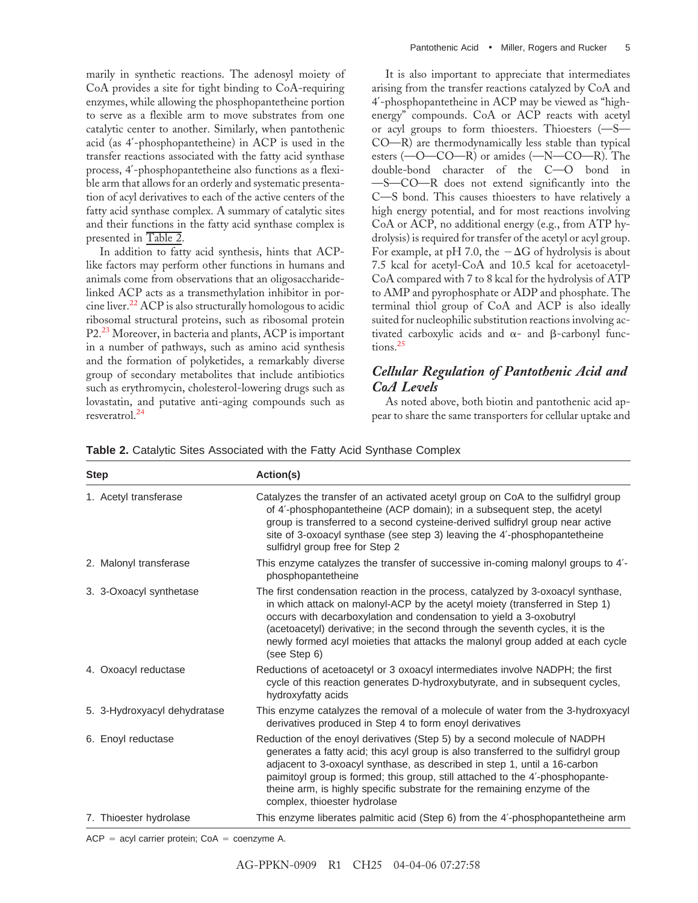marily in synthetic reactions. The adenosyl moiety of CoA provides a site for tight binding to CoA-requiring enzymes, while allowing the phosphopantetheine portion to serve as a flexible arm to move substrates from one catalytic center to another. Similarly, when pantothenic acid (as 4′-phosphopantetheine) in ACP is used in the transfer reactions associated with the fatty acid synthase process, 4′-phosphopantetheine also functions as a flexible arm that allows for an orderly and systematic presentation of acyl derivatives to each of the active centers of the fatty acid synthase complex. A summary of catalytic sites and their functions in the fatty acid synthase complex is presented in Table 2.

In addition to fatty acid synthesis, hints that ACP-like factors may perform other functions in humans and animals come from observations that an oligosaccharide-linked ACP acts as a transmethylation inhibitor in porcine liver.[22] ACP is also structurally homologous to acidic ribosomal structural proteins, such as ribosomal protein P2.[23] Moreover, in bacteria and plants, ACP is important in a number of pathways, such as amino acid synthesis and the formation of polyketides, a remarkably diverse group of secondary metabolites that include antibiotics such as erythromycin, cholesterol-lowering drugs such as lovastatin, and putative anti-aging compounds such as resveratrol.[24]

It is also important to appreciate that intermediates arising from the transfer reactions catalyzed by CoA and 4′-phosphopantetheine in ACP may be viewed as "high-energy" compounds. CoA or ACP reacts with acetyl or acyl groups to form thioesters. Thioesters (—S—CO—R) are thermodynamically less stable than typical esters (—O—CO—R) or amides (—N—CO—R). The double-bond character of the C—O bond in —S—CO—R does not extend significantly into the C—S bond. This causes thioesters to have relatively a high energy potential, and for most reactions involving CoA or ACP, no additional energy (e.g., from ATP hydrolysis) is required for transfer of the acetyl or acyl group. For example, at pH 7.0, the $-\Delta G$ of hydrolysis is about 7.5 kcal for acetyl-CoA and 10.5 kcal for acetoacetyl-CoA compared with 7 to 8 kcal for the hydrolysis of ATP to AMP and pyrophosphate or ADP and phosphate. The terminal thiol group of CoA and ACP is also ideally suited for nucleophilic substitution reactions involving activated carboxylic acids and $\alpha$- and $\beta$-carbonyl functions.[25]

## *Cellular Regulation of Pantothenic Acid and CoA Levels*

As noted above, both biotin and pantothenic acid appear to share the same transporters for cellular uptake and

**Table 2.** Catalytic Sites Associated with the Fatty Acid Synthase Complex

| Step | Action(s) |
|---|---|
| 1. Acetyl transferase | Catalyzes the transfer of an activated acetyl group on CoA to the sulfidryl group of 4′-phosphopantetheine (ACP domain); in a subsequent step, the acetyl group is transferred to a second cysteine-derived sulfidryl group near active site of 3-oxoacyl synthase (see step 3) leaving the 4′-phosphopantetheine sulfidryl group free for Step 2 |
| 2. Malonyl transferase | This enzyme catalyzes the transfer of successive in-coming malonyl groups to 4′-phosphopantetheine |
| 3. 3-Oxoacyl synthetase | The first condensation reaction in the process, catalyzed by 3-oxoacyl synthase, in which attack on malonyl-ACP by the acetyl moiety (transferred in Step 1) occurs with decarboxylation and condensation to yield a 3-oxobutryl (acetoacetyl) derivative; in the second through the seventh cycles, it is the newly formed acyl moieties that attacks the malonyl group added at each cycle (see Step 6) |
| 4. Oxoacyl reductase | Reductions of acetoacetyl or 3 oxoacyl intermediates involve NADPH; the first cycle of this reaction generates D-hydroxybutyrate, and in subsequent cycles, hydroxyfatty acids |
| 5. 3-Hydroxyacyl dehydratase | This enzyme catalyzes the removal of a molecule of water from the 3-hydroxyacyl derivatives produced in Step 4 to form enoyl derivatives |
| 6. Enoyl reductase | Reduction of the enoyl derivatives (Step 5) by a second molecule of NADPH generates a fatty acid; this acyl group is also transferred to the sulfidryl group adjacent to 3-oxoacyl synthase, as described in step 1, until a 16-carbon paimitoyl group is formed; this group, still attached to the 4′-phosphopantetheine arm, is highly specific substrate for the remaining enzyme of the complex, thioester hydrolase |
| 7. Thioester hydrolase | This enzyme liberates palmitic acid (Step 6) from the 4′-phosphopantetheine arm |

ACP = acyl carrier protein; CoA = coenzyme A.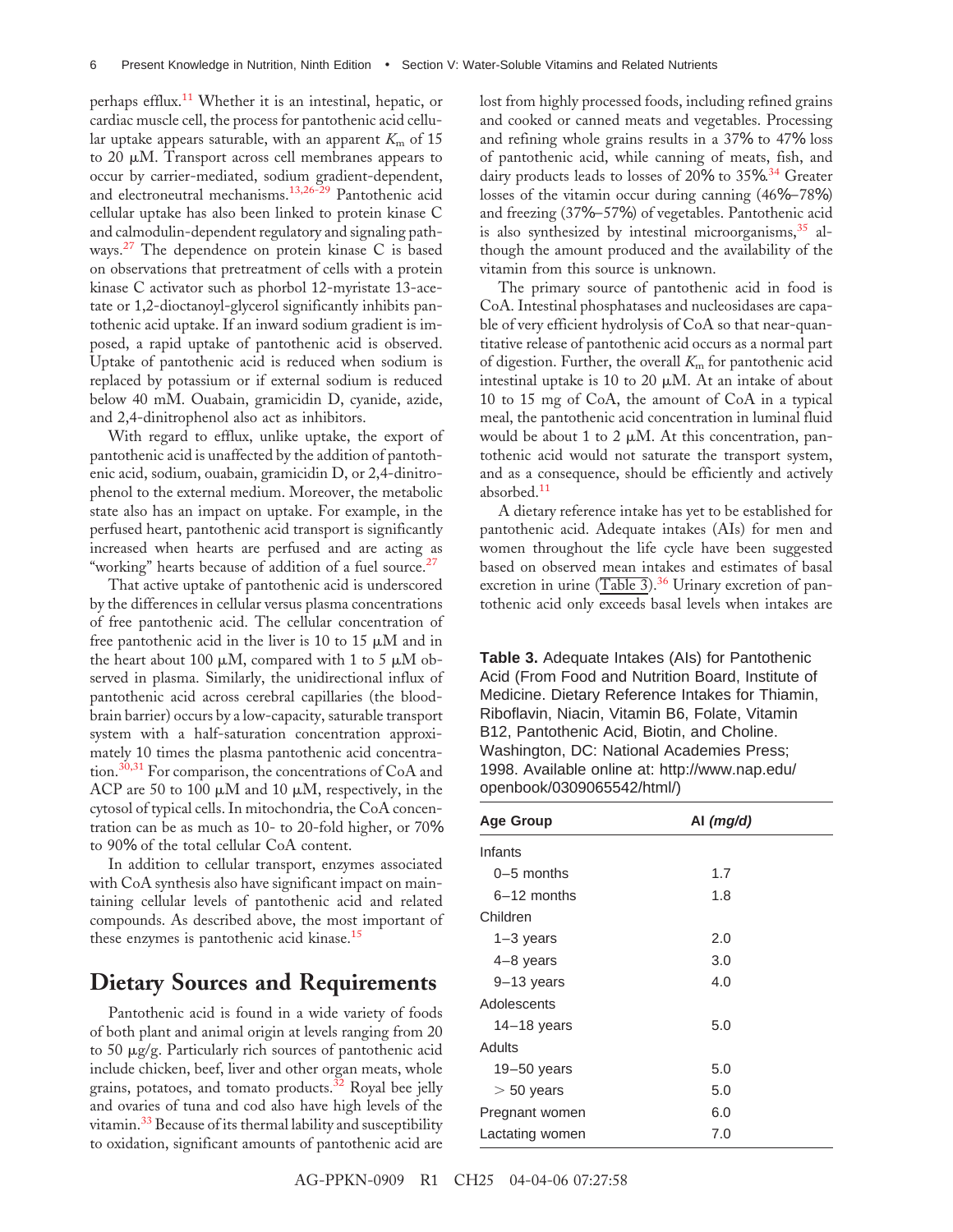perhaps efflux.[11] Whether it is an intestinal, hepatic, or cardiac muscle cell, the process for pantothenic acid cellular uptake appears saturable, with an apparent $K_m$ of 15 to 20 μM. Transport across cell membranes appears to occur by carrier-mediated, sodium gradient-dependent, and electroneutral mechanisms.[13,26–29] Pantothenic acid cellular uptake has also been linked to protein kinase C and calmodulin-dependent regulatory and signaling pathways.[27] The dependence on protein kinase C is based on observations that pretreatment of cells with a protein kinase C activator such as phorbol 12-myristate 13-acetate or 1,2-dioctanoyl-glycerol significantly inhibits pantothenic acid uptake. If an inward sodium gradient is imposed, a rapid uptake of pantothenic acid is observed. Uptake of pantothenic acid is reduced when sodium is replaced by potassium or if external sodium is reduced below 40 mM. Ouabain, gramicidin D, cyanide, azide, and 2,4-dinitrophenol also act as inhibitors.

With regard to efflux, unlike uptake, the export of pantothenic acid is unaffected by the addition of pantothenic acid, sodium, ouabain, gramicidin D, or 2,4-dinitrophenol to the external medium. Moreover, the metabolic state also has an impact on uptake. For example, in the perfused heart, pantothenic acid transport is significantly increased when hearts are perfused and are acting as "working" hearts because of addition of a fuel source.[27]

That active uptake of pantothenic acid is underscored by the differences in cellular versus plasma concentrations of free pantothenic acid. The cellular concentration of free pantothenic acid in the liver is 10 to 15 μM and in the heart about 100 μM, compared with 1 to 5 μM observed in plasma. Similarly, the unidirectional influx of pantothenic acid across cerebral capillaries (the blood-brain barrier) occurs by a low-capacity, saturable transport system with a half-saturation concentration approximately 10 times the plasma pantothenic acid concentration.[30,31] For comparison, the concentrations of CoA and ACP are 50 to 100 μM and 10 μM, respectively, in the cytosol of typical cells. In mitochondria, the CoA concentration can be as much as 10- to 20-fold higher, or 70% to 90% of the total cellular CoA content.

In addition to cellular transport, enzymes associated with CoA synthesis also have significant impact on maintaining cellular levels of pantothenic acid and related compounds. As described above, the most important of these enzymes is pantothenic acid kinase.[15]

## Dietary Sources and Requirements

Pantothenic acid is found in a wide variety of foods of both plant and animal origin at levels ranging from 20 to 50 μg/g. Particularly rich sources of pantothenic acid include chicken, beef, liver and other organ meats, whole grains, potatoes, and tomato products.[32] Royal bee jelly and ovaries of tuna and cod also have high levels of the vitamin.[33] Because of its thermal lability and susceptibility to oxidation, significant amounts of pantothenic acid are lost from highly processed foods, including refined grains and cooked or canned meats and vegetables. Processing and refining whole grains results in a 37% to 47% loss of pantothenic acid, while canning of meats, fish, and dairy products leads to losses of 20% to 35%.[34] Greater losses of the vitamin occur during canning (46%–78%) and freezing (37%–57%) of vegetables. Pantothenic acid is also synthesized by intestinal microorganisms,[35] although the amount produced and the availability of the vitamin from this source is unknown.

The primary source of pantothenic acid in food is CoA. Intestinal phosphatases and nucleosidases are capable of very efficient hydrolysis of CoA so that near-quantitative release of pantothenic acid occurs as a normal part of digestion. Further, the overall $K_m$ for pantothenic acid intestinal uptake is 10 to 20 μM. At an intake of about 10 to 15 mg of CoA, the amount of CoA in a typical meal, the pantothenic acid concentration in luminal fluid would be about 1 to 2 μM. At this concentration, pantothenic acid would not saturate the transport system, and as a consequence, should be efficiently and actively absorbed.[11]

A dietary reference intake has yet to be established for pantothenic acid. Adequate intakes (AIs) for men and women throughout the life cycle have been suggested based on observed mean intakes and estimates of basal excretion in urine (Table 3).[36] Urinary excretion of pantothenic acid only exceeds basal levels when intakes are

**Table 3.** Adequate Intakes (AIs) for Pantothenic Acid (From Food and Nutrition Board, Institute of Medicine. Dietary Reference Intakes for Thiamin, Riboflavin, Niacin, Vitamin B6, Folate, Vitamin B12, Pantothenic Acid, Biotin, and Choline. Washington, DC: National Academies Press; 1998. Available online at: http://www.nap.edu/openbook/0309065542/html/)

| Age Group | AI *(mg/d)* |
|---|---|
| Infants | |
| 0–5 months | 1.7 |
| 6–12 months | 1.8 |
| Children | |
| 1–3 years | 2.0 |
| 4–8 years | 3.0 |
| 9–13 years | 4.0 |
| Adolescents | |
| 14–18 years | 5.0 |
| Adults | |
| 19–50 years | 5.0 |
| > 50 years | 5.0 |
| Pregnant women | 6.0 |
| Lactating women | 7.0 |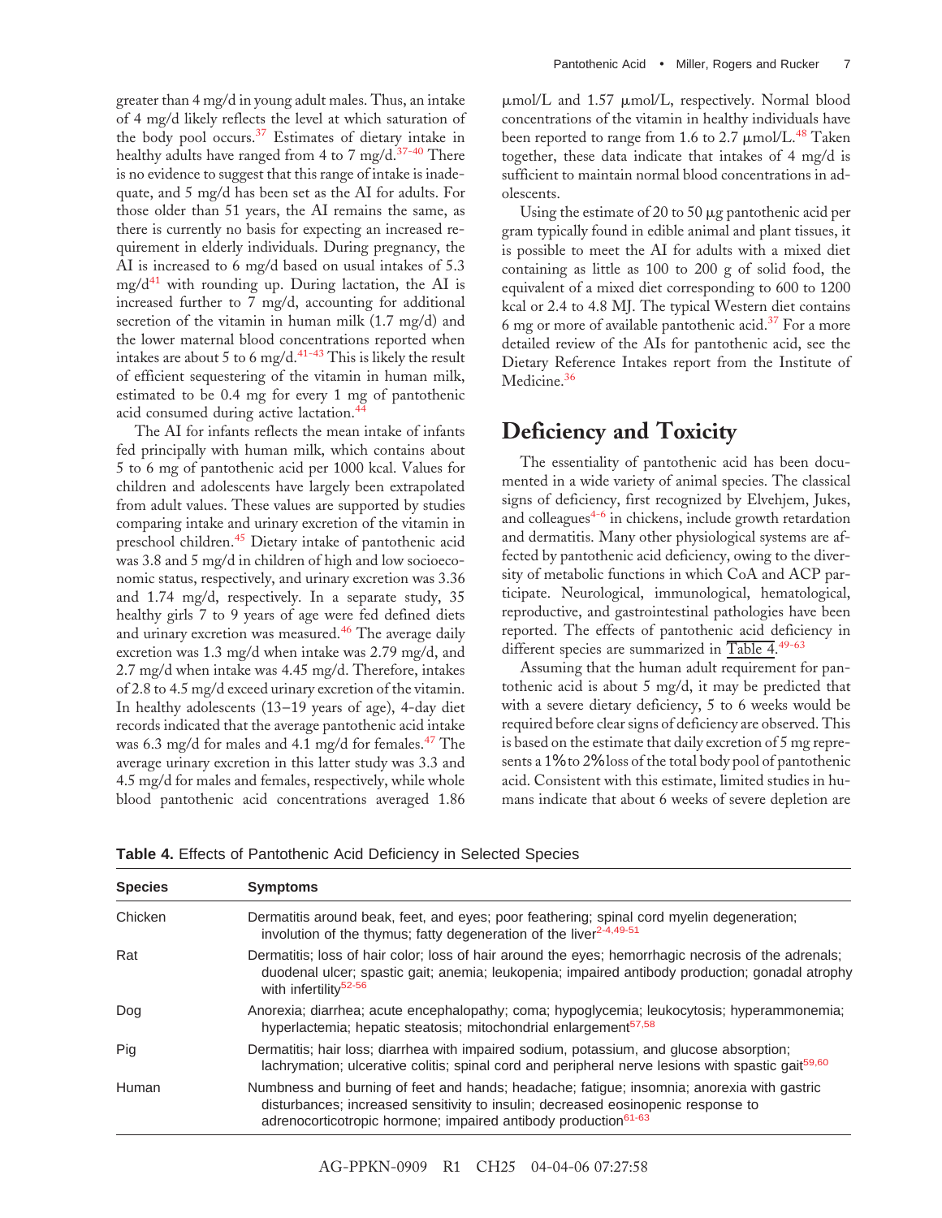greater than 4 mg/d in young adult males. Thus, an intake of 4 mg/d likely reflects the level at which saturation of the body pool occurs.[37] Estimates of dietary intake in healthy adults have ranged from 4 to 7 mg/d.[37-40] There is no evidence to suggest that this range of intake is inadequate, and 5 mg/d has been set as the AI for adults. For those older than 51 years, the AI remains the same, as there is currently no basis for expecting an increased requirement in elderly individuals. During pregnancy, the AI is increased to 6 mg/d based on usual intakes of 5.3 mg/d[41] with rounding up. During lactation, the AI is increased further to 7 mg/d, accounting for additional secretion of the vitamin in human milk (1.7 mg/d) and the lower maternal blood concentrations reported when intakes are about 5 to 6 mg/d.[41-43] This is likely the result of efficient sequestering of the vitamin in human milk, estimated to be 0.4 mg for every 1 mg of pantothenic acid consumed during active lactation.[44]

The AI for infants reflects the mean intake of infants fed principally with human milk, which contains about 5 to 6 mg of pantothenic acid per 1000 kcal. Values for children and adolescents have largely been extrapolated from adult values. These values are supported by studies comparing intake and urinary excretion of the vitamin in preschool children.[45] Dietary intake of pantothenic acid was 3.8 and 5 mg/d in children of high and low socioeconomic status, respectively, and urinary excretion was 3.36 and 1.74 mg/d, respectively. In a separate study, 35 healthy girls 7 to 9 years of age were fed defined diets and urinary excretion was measured.[46] The average daily excretion was 1.3 mg/d when intake was 2.79 mg/d, and 2.7 mg/d when intake was 4.45 mg/d. Therefore, intakes of 2.8 to 4.5 mg/d exceed urinary excretion of the vitamin. In healthy adolescents (13–19 years of age), 4-day diet records indicated that the average pantothenic acid intake was 6.3 mg/d for males and 4.1 mg/d for females.[47] The average urinary excretion in this latter study was 3.3 and 4.5 mg/d for males and females, respectively, while whole blood pantothenic acid concentrations averaged 1.86 μmol/L and 1.57 μmol/L, respectively. Normal blood concentrations of the vitamin in healthy individuals have been reported to range from 1.6 to 2.7 μmol/L.[48] Taken together, these data indicate that intakes of 4 mg/d is sufficient to maintain normal blood concentrations in adolescents.

Using the estimate of 20 to 50 μg pantothenic acid per gram typically found in edible animal and plant tissues, it is possible to meet the AI for adults with a mixed diet containing as little as 100 to 200 g of solid food, the equivalent of a mixed diet corresponding to 600 to 1200 kcal or 2.4 to 4.8 MJ. The typical Western diet contains 6 mg or more of available pantothenic acid.[37] For a more detailed review of the AIs for pantothenic acid, see the Dietary Reference Intakes report from the Institute of Medicine.[36]

## Deficiency and Toxicity

The essentiality of pantothenic acid has been documented in a wide variety of animal species. The classical signs of deficiency, first recognized by Elvehjem, Jukes, and colleagues[4-6] in chickens, include growth retardation and dermatitis. Many other physiological systems are affected by pantothenic acid deficiency, owing to the diversity of metabolic functions in which CoA and ACP participate. Neurological, immunological, hematological, reproductive, and gastrointestinal pathologies have been reported. The effects of pantothenic acid deficiency in different species are summarized in Table 4.[49-63]

Assuming that the human adult requirement for pantothenic acid is about 5 mg/d, it may be predicted that with a severe dietary deficiency, 5 to 6 weeks would be required before clear signs of deficiency are observed. This is based on the estimate that daily excretion of 5 mg represents a 1% to 2% loss of the total body pool of pantothenic acid. Consistent with this estimate, limited studies in humans indicate that about 6 weeks of severe depletion are

**Table 4.** Effects of Pantothenic Acid Deficiency in Selected Species

| Species | Symptoms |
|---|---|
| Chicken | Dermatitis around beak, feet, and eyes; poor feathering; spinal cord myelin degeneration; involution of the thymus; fatty degeneration of the liver[2-4,49-51] |
| Rat | Dermatitis; loss of hair color; loss of hair around the eyes; hemorrhagic necrosis of the adrenals; duodenal ulcer; spastic gait; anemia; leukopenia; impaired antibody production; gonadal atrophy with infertility[52-56] |
| Dog | Anorexia; diarrhea; acute encephalopathy; coma; hypoglycemia; leukocytosis; hyperammonemia; hyperlactemia; hepatic steatosis; mitochondrial enlargement[57,58] |
| Pig | Dermatitis; hair loss; diarrhea with impaired sodium, potassium, and glucose absorption; lachrymation; ulcerative colitis; spinal cord and peripheral nerve lesions with spastic gait[59,60] |
| Human | Numbness and burning of feet and hands; headache; fatigue; insomnia; anorexia with gastric disturbances; increased sensitivity to insulin; decreased eosinopenic response to adrenocorticotropic hormone; impaired antibody production[61-63] |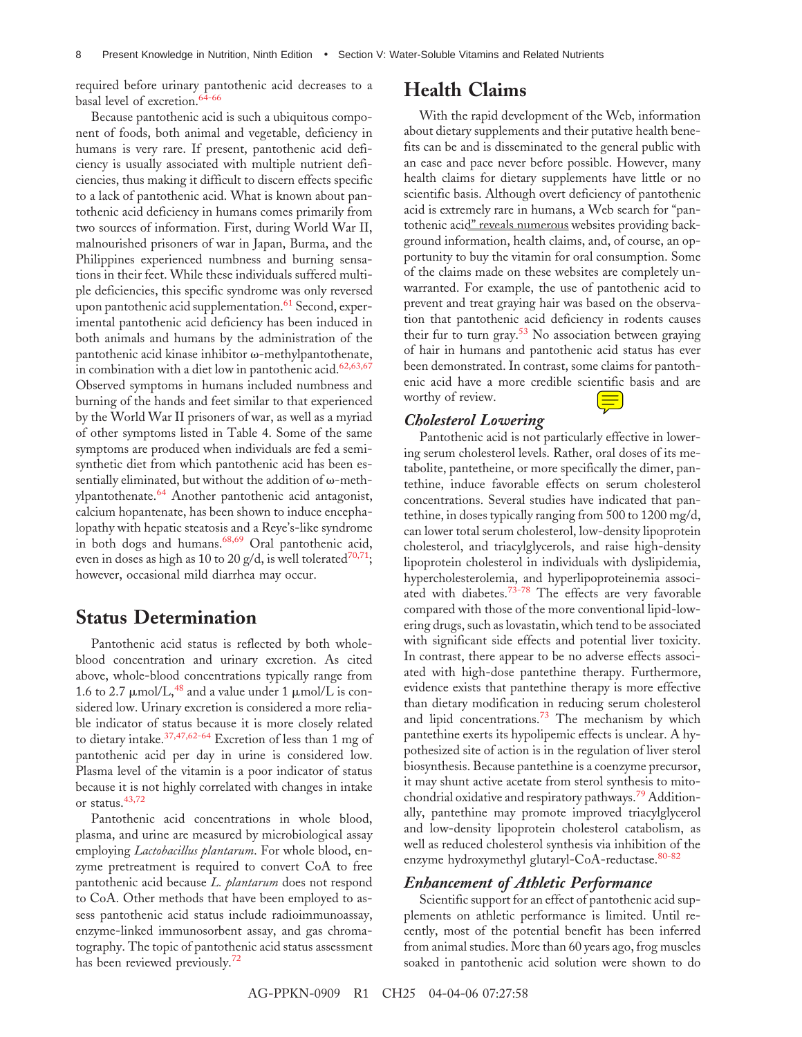required before urinary pantothenic acid decreases to a basal level of excretion.[64-66]

Because pantothenic acid is such a ubiquitous component of foods, both animal and vegetable, deficiency in humans is very rare. If present, pantothenic acid deficiency is usually associated with multiple nutrient deficiencies, thus making it difficult to discern effects specific to a lack of pantothenic acid. What is known about pantothenic acid deficiency in humans comes primarily from two sources of information. First, during World War II, malnourished prisoners of war in Japan, Burma, and the Philippines experienced numbness and burning sensations in their feet. While these individuals suffered multiple deficiencies, this specific syndrome was only reversed upon pantothenic acid supplementation.[61] Second, experimental pantothenic acid deficiency has been induced in both animals and humans by the administration of the pantothenic acid kinase inhibitor ω-methylpantothenate, in combination with a diet low in pantothenic acid.[62,63,67] Observed symptoms in humans included numbness and burning of the hands and feet similar to that experienced by the World War II prisoners of war, as well as a myriad of other symptoms listed in Table 4. Some of the same symptoms are produced when individuals are fed a semisynthetic diet from which pantothenic acid has been essentially eliminated, but without the addition of ω-methylpantothenate.[64] Another pantothenic acid antagonist, calcium hopantenate, has been shown to induce encephalopathy with hepatic steatosis and a Reye's-like syndrome in both dogs and humans.[68,69] Oral pantothenic acid, even in doses as high as 10 to 20 g/d, is well tolerated[70,71]; however, occasional mild diarrhea may occur.

## Status Determination

Pantothenic acid status is reflected by both whole-blood concentration and urinary excretion. As cited above, whole-blood concentrations typically range from 1.6 to 2.7 μmol/L,[48] and a value under 1 μmol/L is considered low. Urinary excretion is considered a more reliable indicator of status because it is more closely related to dietary intake.[37,47,62-64] Excretion of less than 1 mg of pantothenic acid per day in urine is considered low. Plasma level of the vitamin is a poor indicator of status because it is not highly correlated with changes in intake or status.[43,72]

Pantothenic acid concentrations in whole blood, plasma, and urine are measured by microbiological assay employing *Lactobacillus plantarum*. For whole blood, enzyme pretreatment is required to convert CoA to free pantothenic acid because *L. plantarum* does not respond to CoA. Other methods that have been employed to assess pantothenic acid status include radioimmunoassay, enzyme-linked immunosorbent assay, and gas chromatography. The topic of pantothenic acid status assessment has been reviewed previously.[72]

## Health Claims

With the rapid development of the Web, information about dietary supplements and their putative health benefits can be and is disseminated to the general public with an ease and pace never before possible. However, many health claims for dietary supplements have little or no scientific basis. Although overt deficiency of pantothenic acid is extremely rare in humans, a Web search for "pantothenic acid" reveals numerous websites providing background information, health claims, and, of course, an opportunity to buy the vitamin for oral consumption. Some of the claims made on these websites are completely unwarranted. For example, the use of pantothenic acid to prevent and treat graying hair was based on the observation that pantothenic acid deficiency in rodents causes their fur to turn gray.[53] No association between graying of hair in humans and pantothenic acid status has ever been demonstrated. In contrast, some claims for pantothenic acid have a more credible scientific basis and are worthy of review.

### *Cholesterol Lowering*

Pantothenic acid is not particularly effective in lowering serum cholesterol levels. Rather, oral doses of its metabolite, pantetheine, or more specifically the dimer, pantethine, induce favorable effects on serum cholesterol concentrations. Several studies have indicated that pantethine, in doses typically ranging from 500 to 1200 mg/d, can lower total serum cholesterol, low-density lipoprotein cholesterol, and triacylglycerols, and raise high-density lipoprotein cholesterol in individuals with dyslipidemia, hypercholesterolemia, and hyperlipoproteinemia associated with diabetes.[73-78] The effects are very favorable compared with those of the more conventional lipid-lowering drugs, such as lovastatin, which tend to be associated with significant side effects and potential liver toxicity. In contrast, there appear to be no adverse effects associated with high-dose pantethine therapy. Furthermore, evidence exists that pantethine therapy is more effective than dietary modification in reducing serum cholesterol and lipid concentrations.[73] The mechanism by which pantethine exerts its hypolipemic effects is unclear. A hypothesized site of action is in the regulation of liver sterol biosynthesis. Because pantethine is a coenzyme precursor, it may shunt active acetate from sterol synthesis to mitochondrial oxidative and respiratory pathways.[79] Additionally, pantethine may promote improved triacylglycerol and low-density lipoprotein cholesterol catabolism, as well as reduced cholesterol synthesis via inhibition of the enzyme hydroxymethyl glutaryl-CoA-reductase.[80-82]

### *Enhancement of Athletic Performance*

Scientific support for an effect of pantothenic acid supplements on athletic performance is limited. Until recently, most of the potential benefit has been inferred from animal studies. More than 60 years ago, frog muscles soaked in pantothenic acid solution were shown to do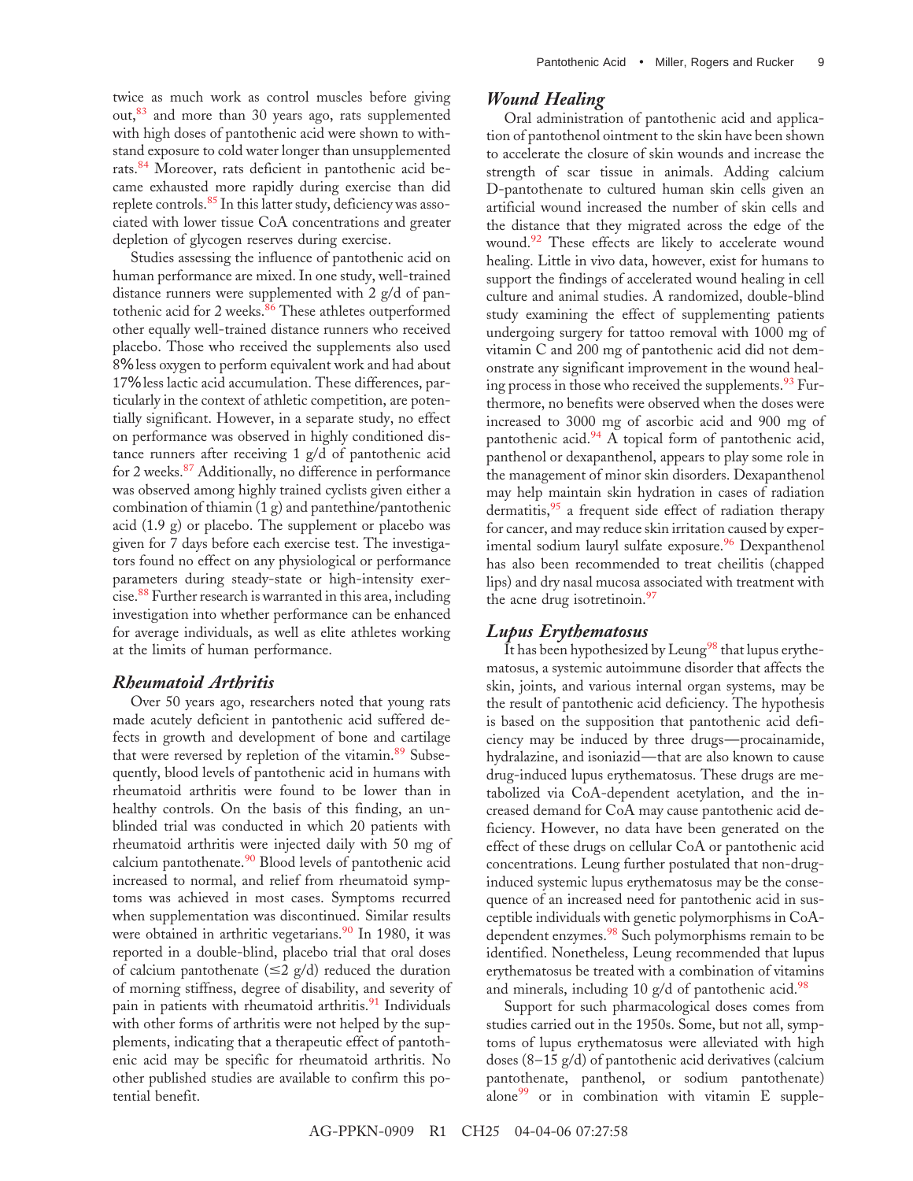twice as much work as control muscles before giving out,[83] and more than 30 years ago, rats supplemented with high doses of pantothenic acid were shown to withstand exposure to cold water longer than unsupplemented rats.[84] Moreover, rats deficient in pantothenic acid became exhausted more rapidly during exercise than did replete controls.[85] In this latter study, deficiency was associated with lower tissue CoA concentrations and greater depletion of glycogen reserves during exercise.

Studies assessing the influence of pantothenic acid on human performance are mixed. In one study, well-trained distance runners were supplemented with 2 g/d of pantothenic acid for 2 weeks.[86] These athletes outperformed other equally well-trained distance runners who received placebo. Those who received the supplements also used 8% less oxygen to perform equivalent work and had about 17% less lactic acid accumulation. These differences, particularly in the context of athletic competition, are potentially significant. However, in a separate study, no effect on performance was observed in highly conditioned distance runners after receiving 1 g/d of pantothenic acid for 2 weeks.[87] Additionally, no difference in performance was observed among highly trained cyclists given either a combination of thiamin (1 g) and pantethine/pantothenic acid (1.9 g) or placebo. The supplement or placebo was given for 7 days before each exercise test. The investigators found no effect on any physiological or performance parameters during steady-state or high-intensity exercise.[88] Further research is warranted in this area, including investigation into whether performance can be enhanced for average individuals, as well as elite athletes working at the limits of human performance.

## *Rheumatoid Arthritis*

Over 50 years ago, researchers noted that young rats made acutely deficient in pantothenic acid suffered defects in growth and development of bone and cartilage that were reversed by repletion of the vitamin.[89] Subsequently, blood levels of pantothenic acid in humans with rheumatoid arthritis were found to be lower than in healthy controls. On the basis of this finding, an unblinded trial was conducted in which 20 patients with rheumatoid arthritis were injected daily with 50 mg of calcium pantothenate.[90] Blood levels of pantothenic acid increased to normal, and relief from rheumatoid symptoms was achieved in most cases. Symptoms recurred when supplementation was discontinued. Similar results were obtained in arthritic vegetarians.[90] In 1980, it was reported in a double-blind, placebo trial that oral doses of calcium pantothenate (≤2 g/d) reduced the duration of morning stiffness, degree of disability, and severity of pain in patients with rheumatoid arthritis.[91] Individuals with other forms of arthritis were not helped by the supplements, indicating that a therapeutic effect of pantothenic acid may be specific for rheumatoid arthritis. No other published studies are available to confirm this potential benefit.

## *Wound Healing*

Oral administration of pantothenic acid and application of pantothenol ointment to the skin have been shown to accelerate the closure of skin wounds and increase the strength of scar tissue in animals. Adding calcium D-pantothenate to cultured human skin cells given an artificial wound increased the number of skin cells and the distance that they migrated across the edge of the wound.[92] These effects are likely to accelerate wound healing. Little in vivo data, however, exist for humans to support the findings of accelerated wound healing in cell culture and animal studies. A randomized, double-blind study examining the effect of supplementing patients undergoing surgery for tattoo removal with 1000 mg of vitamin C and 200 mg of pantothenic acid did not demonstrate any significant improvement in the wound healing process in those who received the supplements.[93] Furthermore, no benefits were observed when the doses were increased to 3000 mg of ascorbic acid and 900 mg of pantothenic acid.[94] A topical form of pantothenic acid, panthenol or dexapanthenol, appears to play some role in the management of minor skin disorders. Dexapanthenol may help maintain skin hydration in cases of radiation dermatitis,[95] a frequent side effect of radiation therapy for cancer, and may reduce skin irritation caused by experimental sodium lauryl sulfate exposure.[96] Dexpanthenol has also been recommended to treat cheilitis (chapped lips) and dry nasal mucosa associated with treatment with the acne drug isotretinoin.[97]

## *Lupus Erythematosus*

It has been hypothesized by Leung[98] that lupus erythematosus, a systemic autoimmune disorder that affects the skin, joints, and various internal organ systems, may be the result of pantothenic acid deficiency. The hypothesis is based on the supposition that pantothenic acid deficiency may be induced by three drugs—procainamide, hydralazine, and isoniazid—that are also known to cause drug-induced lupus erythematosus. These drugs are metabolized via CoA-dependent acetylation, and the increased demand for CoA may cause pantothenic acid deficiency. However, no data have been generated on the effect of these drugs on cellular CoA or pantothenic acid concentrations. Leung further postulated that non-drug-induced systemic lupus erythematosus may be the consequence of an increased need for pantothenic acid in susceptible individuals with genetic polymorphisms in CoA-dependent enzymes.[98] Such polymorphisms remain to be identified. Nonetheless, Leung recommended that lupus erythematosus be treated with a combination of vitamins and minerals, including 10 g/d of pantothenic acid.[98]

Support for such pharmacological doses comes from studies carried out in the 1950s. Some, but not all, symptoms of lupus erythematosus were alleviated with high doses (8–15 g/d) of pantothenic acid derivatives (calcium pantothenate, panthenol, or sodium pantothenate) alone[99] or in combination with vitamin E supple-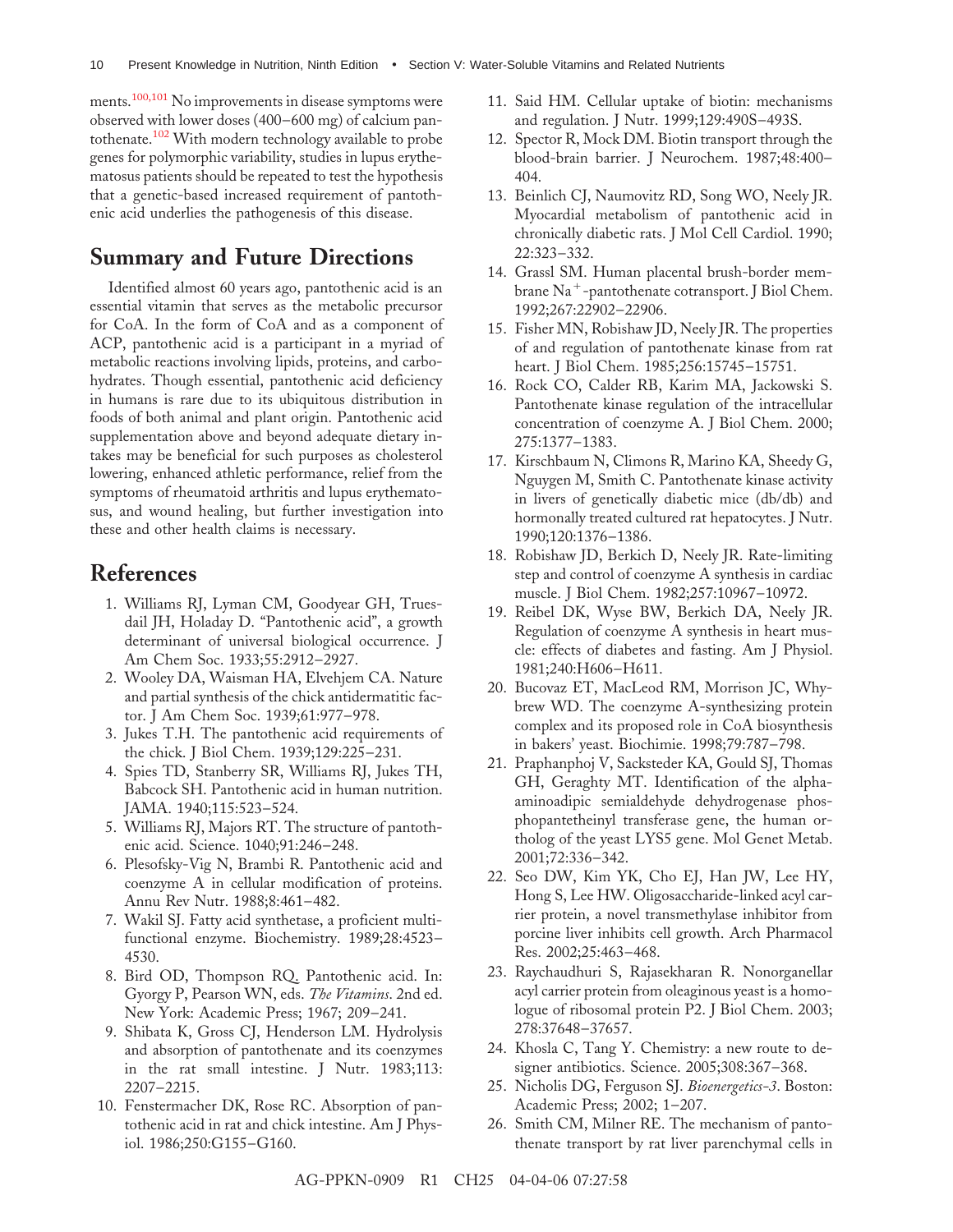ments.[100,101] No improvements in disease symptoms were observed with lower doses (400–600 mg) of calcium pantothenate.[102] With modern technology available to probe genes for polymorphic variability, studies in lupus erythematosus patients should be repeated to test the hypothesis that a genetic-based increased requirement of pantothenic acid underlies the pathogenesis of this disease.

## Summary and Future Directions

Identified almost 60 years ago, pantothenic acid is an essential vitamin that serves as the metabolic precursor for CoA. In the form of CoA and as a component of ACP, pantothenic acid is a participant in a myriad of metabolic reactions involving lipids, proteins, and carbohydrates. Though essential, pantothenic acid deficiency in humans is rare due to its ubiquitous distribution in foods of both animal and plant origin. Pantothenic acid supplementation above and beyond adequate dietary intakes may be beneficial for such purposes as cholesterol lowering, enhanced athletic performance, relief from the symptoms of rheumatoid arthritis and lupus erythematosus, and wound healing, but further investigation into these and other health claims is necessary.

## References

1. Williams RJ, Lyman CM, Goodyear GH, Truesdail JH, Holaday D. "Pantothenic acid", a growth determinant of universal biological occurrence. J Am Chem Soc. 1933;55:2912–2927.
2. Wooley DA, Waisman HA, Elvehjem CA. Nature and partial synthesis of the chick antidermatitic factor. J Am Chem Soc. 1939;61:977–978.
3. Jukes T.H. The pantothenic acid requirements of the chick. J Biol Chem. 1939;129:225–231.
4. Spies TD, Stanberry SR, Williams RJ, Jukes TH, Babcock SH. Pantothenic acid in human nutrition. JAMA. 1940;115:523–524.
5. Williams RJ, Majors RT. The structure of pantothenic acid. Science. 1040;91:246–248.
6. Plesofsky-Vig N, Brambi R. Pantothenic acid and coenzyme A in cellular modification of proteins. Annu Rev Nutr. 1988;8:461–482.
7. Wakil SJ. Fatty acid synthetase, a proficient multifunctional enzyme. Biochemistry. 1989;28:4523–4530.
8. Bird OD, Thompson RQ. Pantothenic acid. In: Gyorgy P, Pearson WN, eds. *The Vitamins*. 2nd ed. New York: Academic Press; 1967; 209–241.
9. Shibata K, Gross CJ, Henderson LM. Hydrolysis and absorption of pantothenate and its coenzymes in the rat small intestine. J Nutr. 1983;113: 2207–2215.
10. Fenstermacher DK, Rose RC. Absorption of pantothenic acid in rat and chick intestine. Am J Physiol. 1986;250:G155–G160.
11. Said HM. Cellular uptake of biotin: mechanisms and regulation. J Nutr. 1999;129:490S–493S.
12. Spector R, Mock DM. Biotin transport through the blood-brain barrier. J Neurochem. 1987;48:400–404.
13. Beinlich CJ, Naumovitz RD, Song WO, Neely JR. Myocardial metabolism of pantothenic acid in chronically diabetic rats. J Mol Cell Cardiol. 1990; 22:323–332.
14. Grassl SM. Human placental brush-border membrane $Na^+$-pantothenate cotransport. J Biol Chem. 1992;267:22902–22906.
15. Fisher MN, Robishaw JD, Neely JR. The properties of and regulation of pantothenate kinase from rat heart. J Biol Chem. 1985;256:15745–15751.
16. Rock CO, Calder RB, Karim MA, Jackowski S. Pantothenate kinase regulation of the intracellular concentration of coenzyme A. J Biol Chem. 2000; 275:1377–1383.
17. Kirschbaum N, Climons R, Marino KA, Sheedy G, Nguygen M, Smith C. Pantothenate kinase activity in livers of genetically diabetic mice (db/db) and hormonally treated cultured rat hepatocytes. J Nutr. 1990;120:1376–1386.
18. Robishaw JD, Berkich D, Neely JR. Rate-limiting step and control of coenzyme A synthesis in cardiac muscle. J Biol Chem. 1982;257:10967–10972.
19. Reibel DK, Wyse BW, Berkich DA, Neely JR. Regulation of coenzyme A synthesis in heart muscle: effects of diabetes and fasting. Am J Physiol. 1981;240:H606–H611.
20. Bucovaz ET, MacLeod RM, Morrison JC, Whybrew WD. The coenzyme A-synthesizing protein complex and its proposed role in CoA biosynthesis in bakers' yeast. Biochimie. 1998;79:787–798.
21. Praphanphoj V, Sacksteder KA, Gould SJ, Thomas GH, Geraghty MT. Identification of the alpha-aminoadipic semialdehyde dehydrogenase phosphopantetheinyl transferase gene, the human ortholog of the yeast LYS5 gene. Mol Genet Metab. 2001;72:336–342.
22. Seo DW, Kim YK, Cho EJ, Han JW, Lee HY, Hong S, Lee HW. Oligosaccharide-linked acyl carrier protein, a novel transmethylase inhibitor from porcine liver inhibits cell growth. Arch Pharmacol Res. 2002;25:463–468.
23. Raychaudhuri S, Rajasekharan R. Nonorganellar acyl carrier protein from oleaginous yeast is a homologue of ribosomal protein P2. J Biol Chem. 2003; 278:37648–37657.
24. Khosla C, Tang Y. Chemistry: a new route to designer antibiotics. Science. 2005;308:367–368.
25. Nicholis DG, Ferguson SJ. *Bioenergetics-3*. Boston: Academic Press; 2002; 1–207.
26. Smith CM, Milner RE. The mechanism of pantothenate transport by rat liver parenchymal cells in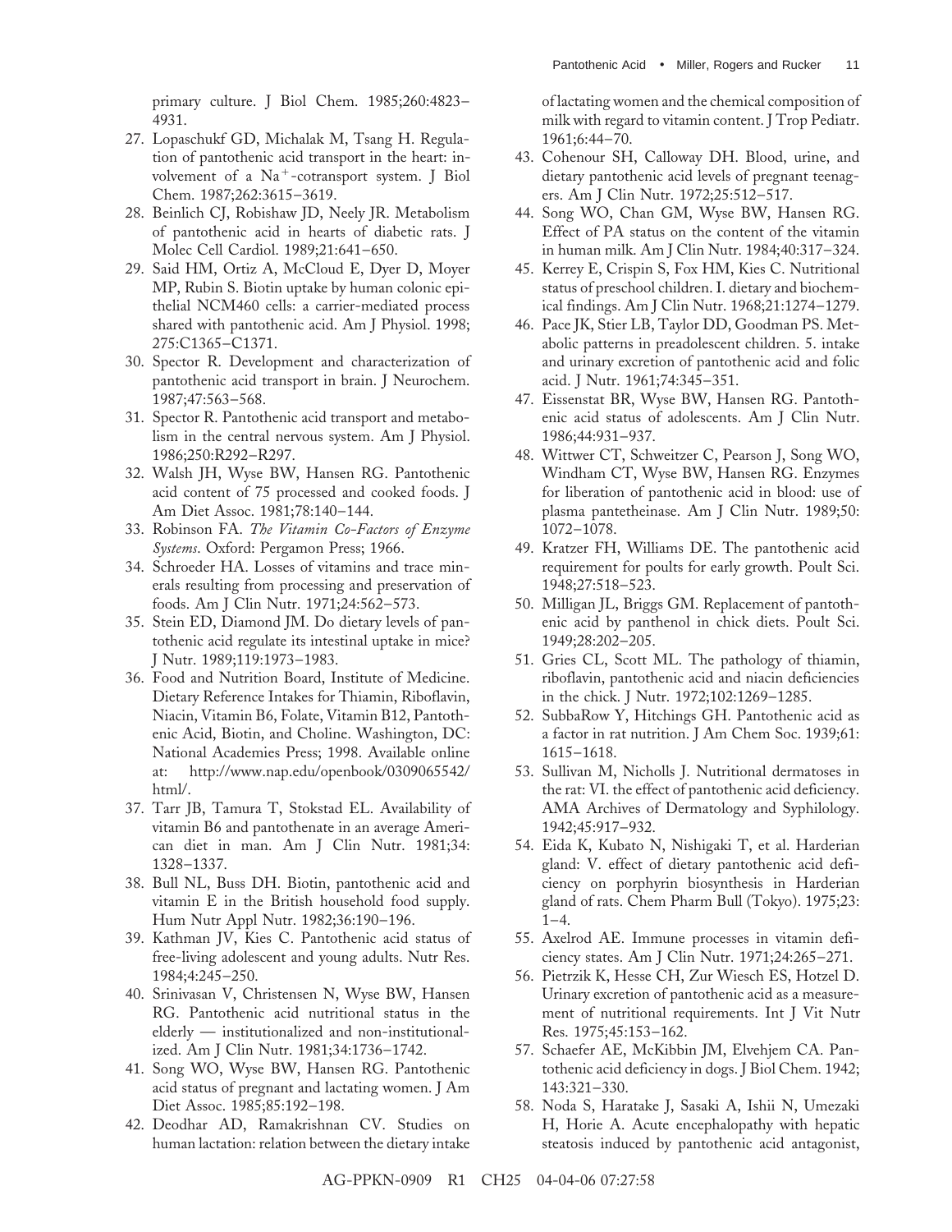primary culture. J Biol Chem. 1985;260:4823–4931.

27. Lopaschukf GD, Michalak M, Tsang H. Regulation of pantothenic acid transport in the heart: involvement of a $Na^+$-cotransport system. J Biol Chem. 1987;262:3615–3619.
28. Beinlich CJ, Robishaw JD, Neely JR. Metabolism of pantothenic acid in hearts of diabetic rats. J Molec Cell Cardiol. 1989;21:641–650.
29. Said HM, Ortiz A, McCloud E, Dyer D, Moyer MP, Rubin S. Biotin uptake by human colonic epithelial NCM460 cells: a carrier-mediated process shared with pantothenic acid. Am J Physiol. 1998; 275:C1365–C1371.
30. Spector R. Development and characterization of pantothenic acid transport in brain. J Neurochem. 1987;47:563–568.
31. Spector R. Pantothenic acid transport and metabolism in the central nervous system. Am J Physiol. 1986;250:R292–R297.
32. Walsh JH, Wyse BW, Hansen RG. Pantothenic acid content of 75 processed and cooked foods. J Am Diet Assoc. 1981;78:140–144.
33. Robinson FA. *The Vitamin Co-Factors of Enzyme Systems*. Oxford: Pergamon Press; 1966.
34. Schroeder HA. Losses of vitamins and trace minerals resulting from processing and preservation of foods. Am J Clin Nutr. 1971;24:562–573.
35. Stein ED, Diamond JM. Do dietary levels of pantothenic acid regulate its intestinal uptake in mice? J Nutr. 1989;119:1973–1983.
36. Food and Nutrition Board, Institute of Medicine. Dietary Reference Intakes for Thiamin, Riboflavin, Niacin, Vitamin B6, Folate, Vitamin B12, Pantothenic Acid, Biotin, and Choline. Washington, DC: National Academies Press; 1998. Available online at: http://www.nap.edu/openbook/0309065542/html/.
37. Tarr JB, Tamura T, Stokstad EL. Availability of vitamin B6 and pantothenate in an average American diet in man. Am J Clin Nutr. 1981;34: 1328–1337.
38. Bull NL, Buss DH. Biotin, pantothenic acid and vitamin E in the British household food supply. Hum Nutr Appl Nutr. 1982;36:190–196.
39. Kathman JV, Kies C. Pantothenic acid status of free-living adolescent and young adults. Nutr Res. 1984;4:245–250.
40. Srinivasan V, Christensen N, Wyse BW, Hansen RG. Pantothenic acid nutritional status in the elderly — institutionalized and non-institutionalized. Am J Clin Nutr. 1981;34:1736–1742.
41. Song WO, Wyse BW, Hansen RG. Pantothenic acid status of pregnant and lactating women. J Am Diet Assoc. 1985;85:192–198.
42. Deodhar AD, Ramakrishnan CV. Studies on human lactation: relation between the dietary intake of lactating women and the chemical composition of milk with regard to vitamin content. J Trop Pediatr. 1961;6:44–70.
43. Cohenour SH, Calloway DH. Blood, urine, and dietary pantothenic acid levels of pregnant teenagers. Am J Clin Nutr. 1972;25:512–517.
44. Song WO, Chan GM, Wyse BW, Hansen RG. Effect of PA status on the content of the vitamin in human milk. Am J Clin Nutr. 1984;40:317–324.
45. Kerrey E, Crispin S, Fox HM, Kies C. Nutritional status of preschool children. I. dietary and biochemical findings. Am J Clin Nutr. 1968;21:1274–1279.
46. Pace JK, Stier LB, Taylor DD, Goodman PS. Metabolic patterns in preadolescent children. 5. intake and urinary excretion of pantothenic acid and folic acid. J Nutr. 1961;74:345–351.
47. Eissenstat BR, Wyse BW, Hansen RG. Pantothenic acid status of adolescents. Am J Clin Nutr. 1986;44:931–937.
48. Wittwer CT, Schweitzer C, Pearson J, Song WO, Windham CT, Wyse BW, Hansen RG. Enzymes for liberation of pantothenic acid in blood: use of plasma pantetheinase. Am J Clin Nutr. 1989;50: 1072–1078.
49. Kratzer FH, Williams DE. The pantothenic acid requirement for poults for early growth. Poult Sci. 1948;27:518–523.
50. Milligan JL, Briggs GM. Replacement of pantothenic acid by panthenol in chick diets. Poult Sci. 1949;28:202–205.
51. Gries CL, Scott ML. The pathology of thiamin, riboflavin, pantothenic acid and niacin deficiencies in the chick. J Nutr. 1972;102:1269–1285.
52. SubbaRow Y, Hitchings GH. Pantothenic acid as a factor in rat nutrition. J Am Chem Soc. 1939;61: 1615–1618.
53. Sullivan M, Nicholls J. Nutritional dermatoses in the rat: VI. the effect of pantothenic acid deficiency. AMA Archives of Dermatology and Syphilology. 1942;45:917–932.
54. Eida K, Kubato N, Nishigaki T, et al. Harderian gland: V. effect of dietary pantothenic acid deficiency on porphyrin biosynthesis in Harderian gland of rats. Chem Pharm Bull (Tokyo). 1975;23: 1–4.
55. Axelrod AE. Immune processes in vitamin deficiency states. Am J Clin Nutr. 1971;24:265–271.
56. Pietrzik K, Hesse CH, Zur Wiesch ES, Hotzel D. Urinary excretion of pantothenic acid as a measurement of nutritional requirements. Int J Vit Nutr Res. 1975;45:153–162.
57. Schaefer AE, McKibbin JM, Elvehjem CA. Pantothenic acid deficiency in dogs. J Biol Chem. 1942; 143:321–330.
58. Noda S, Haratake J, Sasaki A, Ishii N, Umezaki H, Horie A. Acute encephalopathy with hepatic steatosis induced by pantothenic acid antagonist,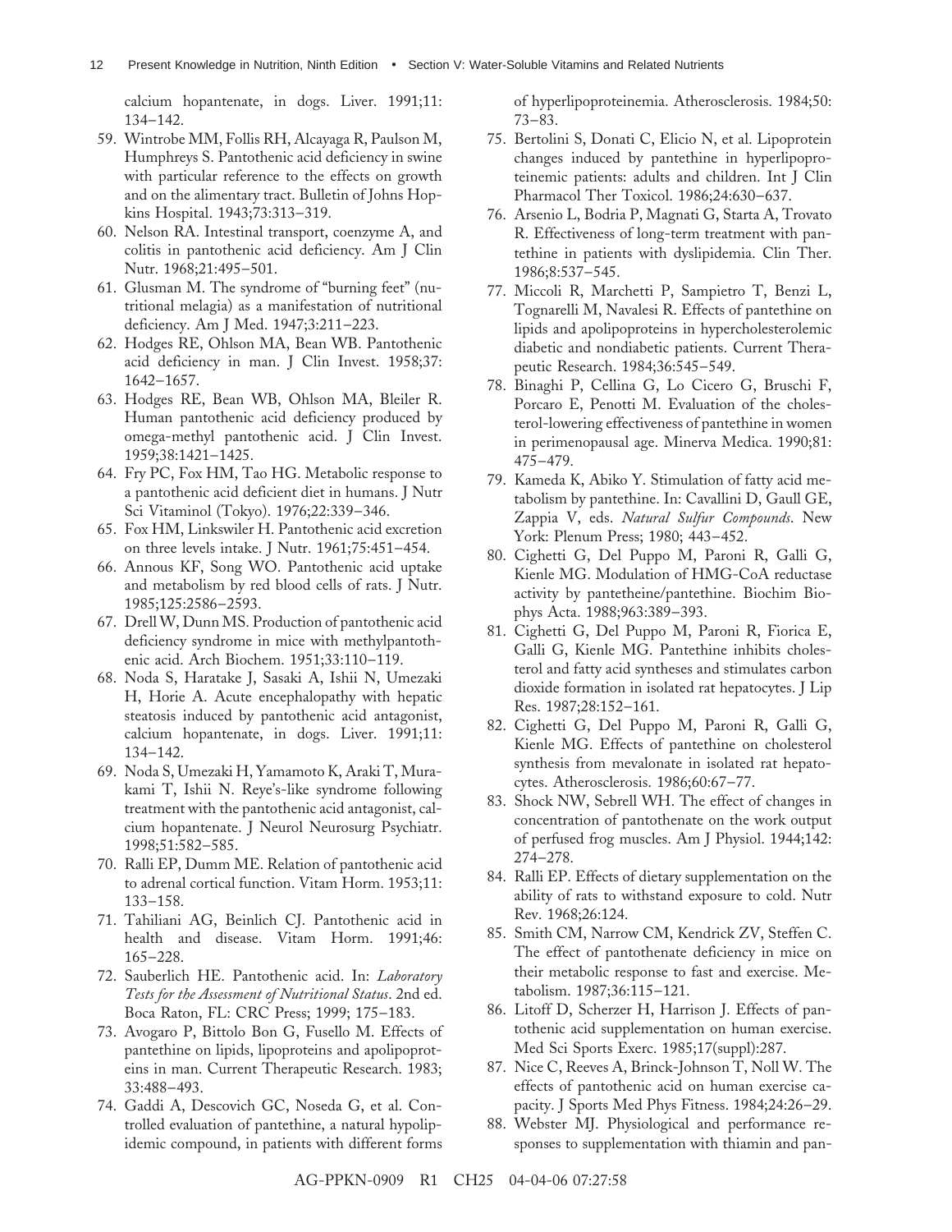calcium hopantenate, in dogs. Liver. 1991;11: 134–142.

59. Wintrobe MM, Follis RH, Alcayaga R, Paulson M, Humphreys S. Pantothenic acid deficiency in swine with particular reference to the effects on growth and on the alimentary tract. Bulletin of Johns Hopkins Hospital. 1943;73:313–319.
60. Nelson RA. Intestinal transport, coenzyme A, and colitis in pantothenic acid deficiency. Am J Clin Nutr. 1968;21:495–501.
61. Glusman M. The syndrome of "burning feet" (nutritional melagia) as a manifestation of nutritional deficiency. Am J Med. 1947;3:211–223.
62. Hodges RE, Ohlson MA, Bean WB. Pantothenic acid deficiency in man. J Clin Invest. 1958;37: 1642–1657.
63. Hodges RE, Bean WB, Ohlson MA, Bleiler R. Human pantothenic acid deficiency produced by omega-methyl pantothenic acid. J Clin Invest. 1959;38:1421–1425.
64. Fry PC, Fox HM, Tao HG. Metabolic response to a pantothenic acid deficient diet in humans. J Nutr Sci Vitaminol (Tokyo). 1976;22:339–346.
65. Fox HM, Linkswiler H. Pantothenic acid excretion on three levels intake. J Nutr. 1961;75:451–454.
66. Annous KF, Song WO. Pantothenic acid uptake and metabolism by red blood cells of rats. J Nutr. 1985;125:2586–2593.
67. Drell W, Dunn MS. Production of pantothenic acid deficiency syndrome in mice with methylpantothenic acid. Arch Biochem. 1951;33:110–119.
68. Noda S, Haratake J, Sasaki A, Ishii N, Umezaki H, Horie A. Acute encephalopathy with hepatic steatosis induced by pantothenic acid antagonist, calcium hopantenate, in dogs. Liver. 1991;11: 134–142.
69. Noda S, Umezaki H, Yamamoto K, Araki T, Murakami T, Ishii N. Reye's-like syndrome following treatment with the pantothenic acid antagonist, calcium hopantenate. J Neurol Neurosurg Psychiatr. 1998;51:582–585.
70. Ralli EP, Dumm ME. Relation of pantothenic acid to adrenal cortical function. Vitam Horm. 1953;11: 133–158.
71. Tahiliani AG, Beinlich CJ. Pantothenic acid in health and disease. Vitam Horm. 1991;46: 165–228.
72. Sauberlich HE. Pantothenic acid. In: *Laboratory Tests for the Assessment of Nutritional Status*. 2nd ed. Boca Raton, FL: CRC Press; 1999; 175–183.
73. Avogaro P, Bittolo Bon G, Fusello M. Effects of pantethine on lipids, lipoproteins and apolipoproteins in man. Current Therapeutic Research. 1983; 33:488–493.
74. Gaddi A, Descovich GC, Noseda G, et al. Controlled evaluation of pantethine, a natural hypolipidemic compound, in patients with different forms of hyperlipoproteinemia. Atherosclerosis. 1984;50: 73–83.
75. Bertolini S, Donati C, Elicio N, et al. Lipoprotein changes induced by pantethine in hyperlipoproteinemic patients: adults and children. Int J Clin Pharmacol Ther Toxicol. 1986;24:630–637.
76. Arsenio L, Bodria P, Magnati G, Starta A, Trovato R. Effectiveness of long-term treatment with pantethine in patients with dyslipidemia. Clin Ther. 1986;8:537–545.
77. Miccoli R, Marchetti P, Sampietro T, Benzi L, Tognarelli M, Navalesi R. Effects of pantethine on lipids and apolipoproteins in hypercholesterolemic diabetic and nondiabetic patients. Current Therapeutic Research. 1984;36:545–549.
78. Binaghi P, Cellina G, Lo Cicero G, Bruschi F, Porcaro E, Penotti M. Evaluation of the cholesterol-lowering effectiveness of pantethine in women in perimenopausal age. Minerva Medica. 1990;81: 475–479.
79. Kameda K, Abiko Y. Stimulation of fatty acid metabolism by pantethine. In: Cavallini D, Gaull GE, Zappia V, eds. *Natural Sulfur Compounds*. New York: Plenum Press; 1980; 443–452.
80. Cighetti G, Del Puppo M, Paroni R, Galli G, Kienle MG. Modulation of HMG-CoA reductase activity by pantetheine/pantethine. Biochim Biophys Acta. 1988;963:389–393.
81. Cighetti G, Del Puppo M, Paroni R, Fiorica E, Galli G, Kienle MG. Pantethine inhibits cholesterol and fatty acid syntheses and stimulates carbon dioxide formation in isolated rat hepatocytes. J Lip Res. 1987;28:152–161.
82. Cighetti G, Del Puppo M, Paroni R, Galli G, Kienle MG. Effects of pantethine on cholesterol synthesis from mevalonate in isolated rat hepatocytes. Atherosclerosis. 1986;60:67–77.
83. Shock NW, Sebrell WH. The effect of changes in concentration of pantothenate on the work output of perfused frog muscles. Am J Physiol. 1944;142: 274–278.
84. Ralli EP. Effects of dietary supplementation on the ability of rats to withstand exposure to cold. Nutr Rev. 1968;26:124.
85. Smith CM, Narrow CM, Kendrick ZV, Steffen C. The effect of pantothenate deficiency in mice on their metabolic response to fast and exercise. Metabolism. 1987;36:115–121.
86. Litoff D, Scherzer H, Harrison J. Effects of pantothenic acid supplementation on human exercise. Med Sci Sports Exerc. 1985;17(suppl):287.
87. Nice C, Reeves A, Brinck-Johnson T, Noll W. The effects of pantothenic acid on human exercise capacity. J Sports Med Phys Fitness. 1984;24:26–29.
88. Webster MJ. Physiological and performance responses to supplementation with thiamin and pan-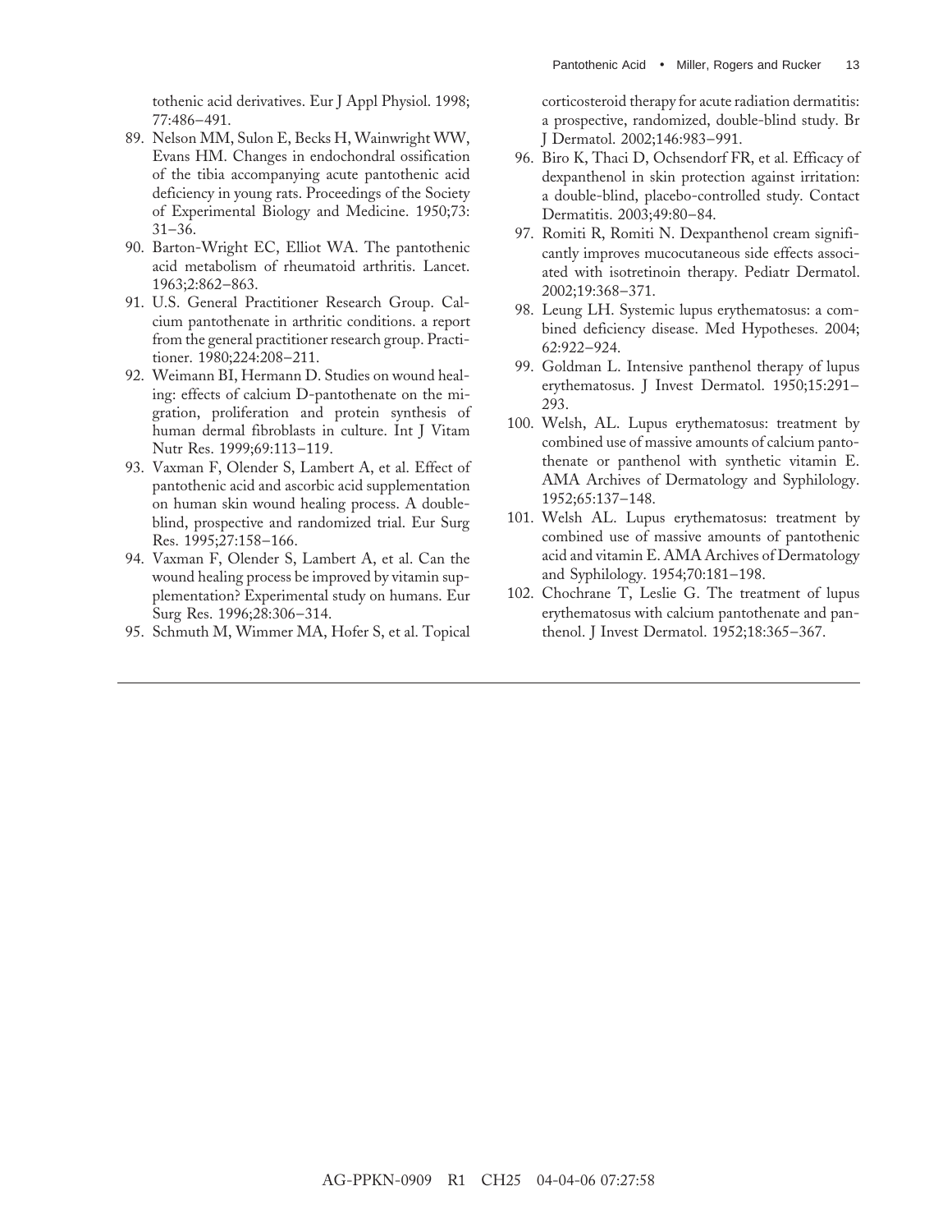tothenic acid derivatives. Eur J Appl Physiol. 1998; 77:486–491.

89. Nelson MM, Sulon E, Becks H, Wainwright WW, Evans HM. Changes in endochondral ossification of the tibia accompanying acute pantothenic acid deficiency in young rats. Proceedings of the Society of Experimental Biology and Medicine. 1950;73: 31–36.
90. Barton-Wright EC, Elliot WA. The pantothenic acid metabolism of rheumatoid arthritis. Lancet. 1963;2:862–863.
91. U.S. General Practitioner Research Group. Calcium pantothenate in arthritic conditions. a report from the general practitioner research group. Practitioner. 1980;224:208–211.
92. Weimann BI, Hermann D. Studies on wound healing: effects of calcium D-pantothenate on the migration, proliferation and protein synthesis of human dermal fibroblasts in culture. Int J Vitam Nutr Res. 1999;69:113–119.
93. Vaxman F, Olender S, Lambert A, et al. Effect of pantothenic acid and ascorbic acid supplementation on human skin wound healing process. A double-blind, prospective and randomized trial. Eur Surg Res. 1995;27:158–166.
94. Vaxman F, Olender S, Lambert A, et al. Can the wound healing process be improved by vitamin supplementation? Experimental study on humans. Eur Surg Res. 1996;28:306–314.
95. Schmuth M, Wimmer MA, Hofer S, et al. Topical corticosteroid therapy for acute radiation dermatitis: a prospective, randomized, double-blind study. Br J Dermatol. 2002;146:983–991.
96. Biro K, Thaci D, Ochsendorf FR, et al. Efficacy of dexpanthenol in skin protection against irritation: a double-blind, placebo-controlled study. Contact Dermatitis. 2003;49:80–84.
97. Romiti R, Romiti N. Dexpanthenol cream significantly improves mucocutaneous side effects associated with isotretinoin therapy. Pediatr Dermatol. 2002;19:368–371.
98. Leung LH. Systemic lupus erythematosus: a combined deficiency disease. Med Hypotheses. 2004; 62:922–924.
99. Goldman L. Intensive panthenol therapy of lupus erythematosus. J Invest Dermatol. 1950;15:291–293.
100. Welsh, AL. Lupus erythematosus: treatment by combined use of massive amounts of calcium pantothenate or panthenol with synthetic vitamin E. AMA Archives of Dermatology and Syphilology. 1952;65:137–148.
101. Welsh AL. Lupus erythematosus: treatment by combined use of massive amounts of pantothenic acid and vitamin E. AMA Archives of Dermatology and Syphilology. 1954;70:181–198.
102. Chochrane T, Leslie G. The treatment of lupus erythematosus with calcium pantothenate and panthenol. J Invest Dermatol. 1952;18:365–367.